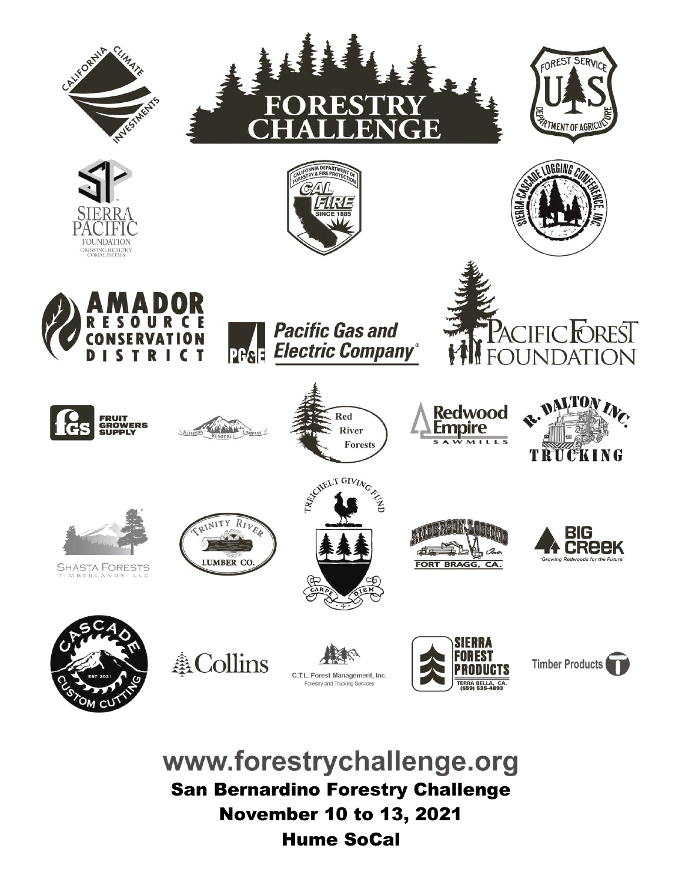# FORESTRY CHALLENGE

California Climate Investments

Forest Service, U.S. Department of Agriculture

Sierra Pacific Foundation — Growing Healthy Communities

California Department of Forestry & Fire Protection — CAL FIRE — Since 1885

Sierra-Cascade Logging Conference, Inc.

Amador Resource Conservation District

PG&E Pacific Gas and Electric Company®

Pacific Forest Foundation

fgs Fruit Growers Supply

Jefferson Resource Company

Red River Forests

Redwood Empire Sawmills

R. Dalton Inc. Trucking

Treichelt Giving Fund — Carpe Diem

Shasta Forests Timberlands, LLC

Trinity River Lumber Co.

Anderson Logging Inc. Fort Bragg, CA.

Big Creek — "Growing Redwoods for the Future"

Cascade Custom Cutting — Est 2021

Collins

C.T.L. Forest Management, Inc. — Forestry and Trucking Services

Sierra Forest Products — Terra Bella, CA. (559) 535-4893

Timber Products

**www.forestrychallenge.org**

**San Bernardino Forestry Challenge**

**November 10 to 13, 2021**

**Hume SoCal**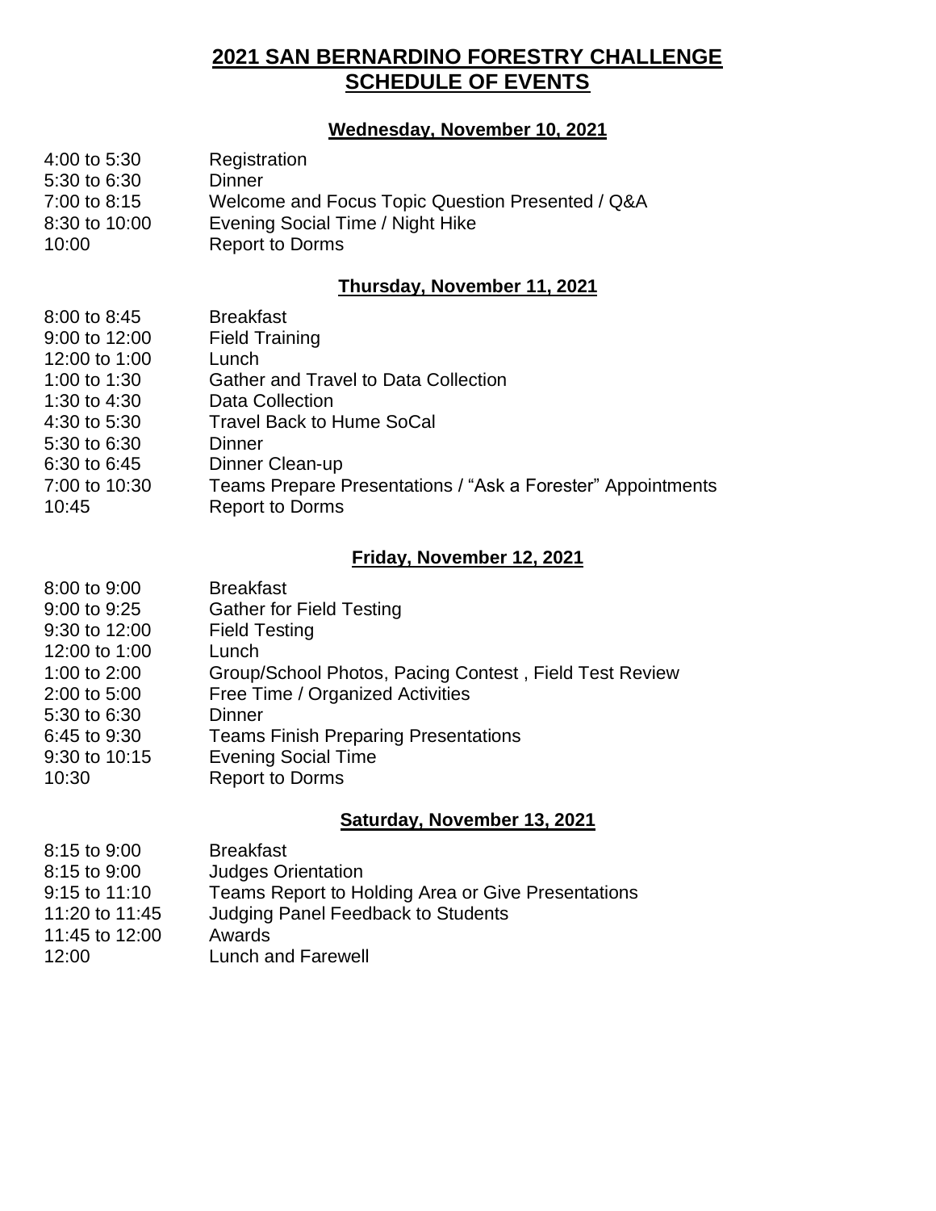# 2021 SAN BERNARDINO FORESTRY CHALLENGE
# SCHEDULE OF EVENTS

## Wednesday, November 10, 2021

| | |
|---|---|
| 4:00 to 5:30 | Registration |
| 5:30 to 6:30 | Dinner |
| 7:00 to 8:15 | Welcome and Focus Topic Question Presented / Q&A |
| 8:30 to 10:00 | Evening Social Time / Night Hike |
| 10:00 | Report to Dorms |

## Thursday, November 11, 2021

| | |
|---|---|
| 8:00 to 8:45 | Breakfast |
| 9:00 to 12:00 | Field Training |
| 12:00 to 1:00 | Lunch |
| 1:00 to 1:30 | Gather and Travel to Data Collection |
| 1:30 to 4:30 | Data Collection |
| 4:30 to 5:30 | Travel Back to Hume SoCal |
| 5:30 to 6:30 | Dinner |
| 6:30 to 6:45 | Dinner Clean-up |
| 7:00 to 10:30 | Teams Prepare Presentations / "Ask a Forester" Appointments |
| 10:45 | Report to Dorms |

## Friday, November 12, 2021

| | |
|---|---|
| 8:00 to 9:00 | Breakfast |
| 9:00 to 9:25 | Gather for Field Testing |
| 9:30 to 12:00 | Field Testing |
| 12:00 to 1:00 | Lunch |
| 1:00 to 2:00 | Group/School Photos, Pacing Contest , Field Test Review |
| 2:00 to 5:00 | Free Time / Organized Activities |
| 5:30 to 6:30 | Dinner |
| 6:45 to 9:30 | Teams Finish Preparing Presentations |
| 9:30 to 10:15 | Evening Social Time |
| 10:30 | Report to Dorms |

## Saturday, November 13, 2021

| | |
|---|---|
| 8:15 to 9:00 | Breakfast |
| 8:15 to 9:00 | Judges Orientation |
| 9:15 to 11:10 | Teams Report to Holding Area or Give Presentations |
| 11:20 to 11:45 | Judging Panel Feedback to Students |
| 11:45 to 12:00 | Awards |
| 12:00 | Lunch and Farewell |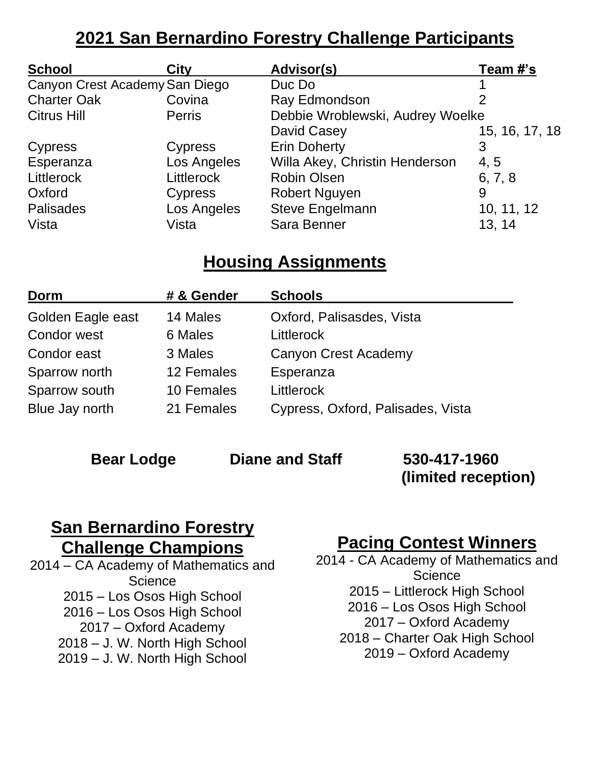## 2021 San Bernardino Forestry Challenge Participants

| School | City | Advisor(s) | Team #'s |
|---|---|---|---|
| Canyon Crest Academy | San Diego | Duc Do | 1 |
| Charter Oak | Covina | Ray Edmondson | 2 |
| Citrus Hill | Perris | Debbie Wroblewski, Audrey Woelke | |
| | | David Casey | 15, 16, 17, 18 |
| Cypress | Cypress | Erin Doherty | 3 |
| Esperanza | Los Angeles | Willa Akey, Christin Henderson | 4, 5 |
| Littlerock | Littlerock | Robin Olsen | 6, 7, 8 |
| Oxford | Cypress | Robert Nguyen | 9 |
| Palisades | Los Angeles | Steve Engelmann | 10, 11, 12 |
| Vista | Vista | Sara Benner | 13, 14 |

## Housing Assignments

| Dorm | # & Gender | Schools |
|---|---|---|
| Golden Eagle east | 14 Males | Oxford, Palisasdes, Vista |
| Condor west | 6 Males | Littlerock |
| Condor east | 3 Males | Canyon Crest Academy |
| Sparrow north | 12 Females | Esperanza |
| Sparrow south | 10 Females | Littlerock |
| Blue Jay north | 21 Females | Cypress, Oxford, Palisades, Vista |

**Bear Lodge** **Diane and Staff** **530-417-1960 (limited reception)**

## San Bernardino Forestry Challenge Champions

2014 – CA Academy of Mathematics and Science
2015 – Los Osos High School
2016 – Los Osos High School
2017 – Oxford Academy
2018 – J. W. North High School
2019 – J. W. North High School

## Pacing Contest Winners

2014 - CA Academy of Mathematics and Science
2015 – Littlerock High School
2016 – Los Osos High School
2017 – Oxford Academy
2018 – Charter Oak High School
2019 – Oxford Academy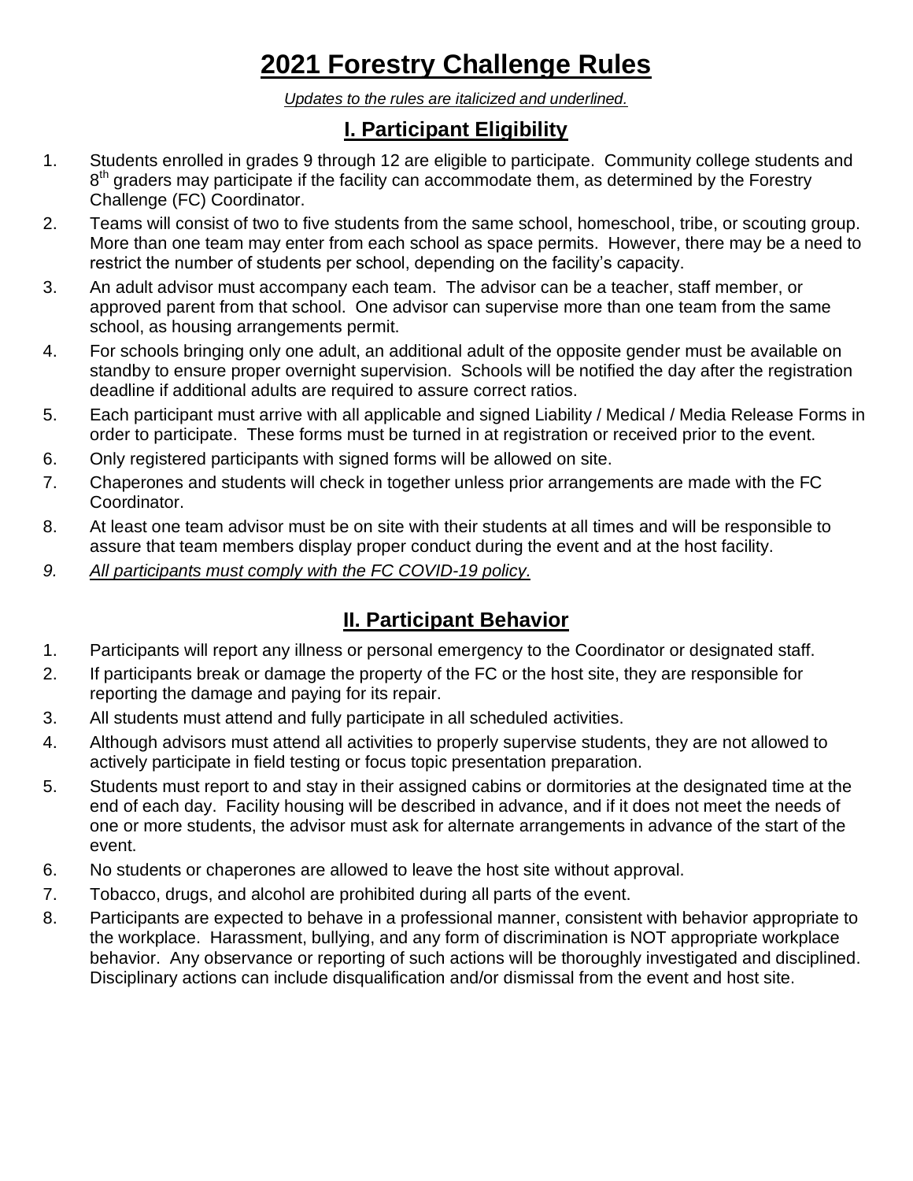# 2021 Forestry Challenge Rules

*Updates to the rules are italicized and underlined.*

## I. Participant Eligibility

1. Students enrolled in grades 9 through 12 are eligible to participate. Community college students and 8th graders may participate if the facility can accommodate them, as determined by the Forestry Challenge (FC) Coordinator.
2. Teams will consist of two to five students from the same school, homeschool, tribe, or scouting group. More than one team may enter from each school as space permits. However, there may be a need to restrict the number of students per school, depending on the facility's capacity.
3. An adult advisor must accompany each team. The advisor can be a teacher, staff member, or approved parent from that school. One advisor can supervise more than one team from the same school, as housing arrangements permit.
4. For schools bringing only one adult, an additional adult of the opposite gender must be available on standby to ensure proper overnight supervision. Schools will be notified the day after the registration deadline if additional adults are required to assure correct ratios.
5. Each participant must arrive with all applicable and signed Liability / Medical / Media Release Forms in order to participate. These forms must be turned in at registration or received prior to the event.
6. Only registered participants with signed forms will be allowed on site.
7. Chaperones and students will check in together unless prior arrangements are made with the FC Coordinator.
8. At least one team advisor must be on site with their students at all times and will be responsible to assure that team members display proper conduct during the event and at the host facility.
9. *All participants must comply with the FC COVID-19 policy.*

## II. Participant Behavior

1. Participants will report any illness or personal emergency to the Coordinator or designated staff.
2. If participants break or damage the property of the FC or the host site, they are responsible for reporting the damage and paying for its repair.
3. All students must attend and fully participate in all scheduled activities.
4. Although advisors must attend all activities to properly supervise students, they are not allowed to actively participate in field testing or focus topic presentation preparation.
5. Students must report to and stay in their assigned cabins or dormitories at the designated time at the end of each day. Facility housing will be described in advance, and if it does not meet the needs of one or more students, the advisor must ask for alternate arrangements in advance of the start of the event.
6. No students or chaperones are allowed to leave the host site without approval.
7. Tobacco, drugs, and alcohol are prohibited during all parts of the event.
8. Participants are expected to behave in a professional manner, consistent with behavior appropriate to the workplace. Harassment, bullying, and any form of discrimination is NOT appropriate workplace behavior. Any observance or reporting of such actions will be thoroughly investigated and disciplined. Disciplinary actions can include disqualification and/or dismissal from the event and host site.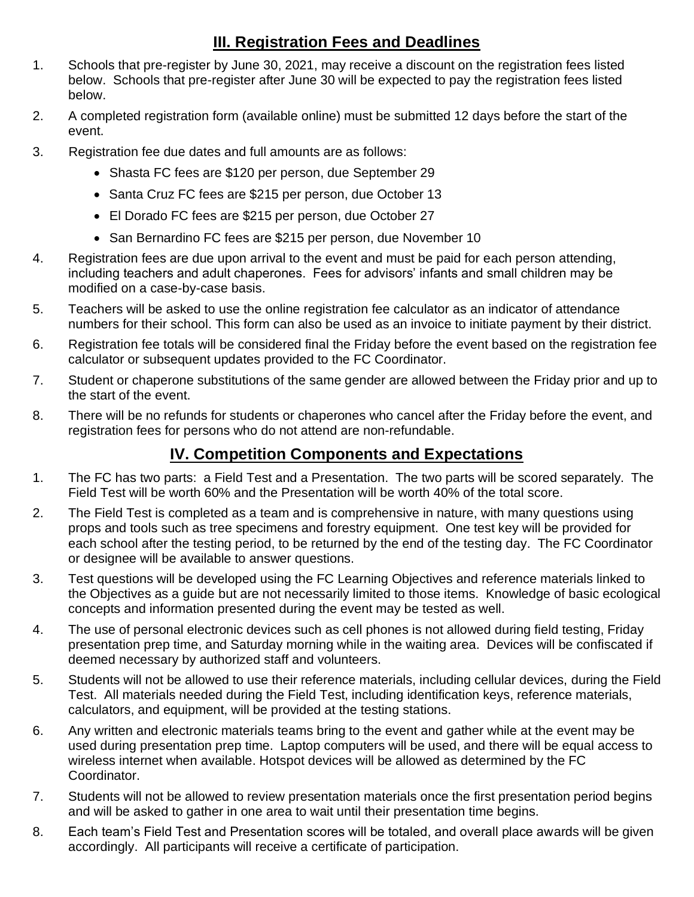## III. Registration Fees and Deadlines

1. Schools that pre-register by June 30, 2021, may receive a discount on the registration fees listed below. Schools that pre-register after June 30 will be expected to pay the registration fees listed below.
2. A completed registration form (available online) must be submitted 12 days before the start of the event.
3. Registration fee due dates and full amounts are as follows:
   - Shasta FC fees are $120 per person, due September 29
   - Santa Cruz FC fees are $215 per person, due October 13
   - El Dorado FC fees are $215 per person, due October 27
   - San Bernardino FC fees are $215 per person, due November 10
4. Registration fees are due upon arrival to the event and must be paid for each person attending, including teachers and adult chaperones. Fees for advisors' infants and small children may be modified on a case-by-case basis.
5. Teachers will be asked to use the online registration fee calculator as an indicator of attendance numbers for their school. This form can also be used as an invoice to initiate payment by their district.
6. Registration fee totals will be considered final the Friday before the event based on the registration fee calculator or subsequent updates provided to the FC Coordinator.
7. Student or chaperone substitutions of the same gender are allowed between the Friday prior and up to the start of the event.
8. There will be no refunds for students or chaperones who cancel after the Friday before the event, and registration fees for persons who do not attend are non-refundable.

## IV. Competition Components and Expectations

1. The FC has two parts: a Field Test and a Presentation. The two parts will be scored separately. The Field Test will be worth 60% and the Presentation will be worth 40% of the total score.
2. The Field Test is completed as a team and is comprehensive in nature, with many questions using props and tools such as tree specimens and forestry equipment. One test key will be provided for each school after the testing period, to be returned by the end of the testing day. The FC Coordinator or designee will be available to answer questions.
3. Test questions will be developed using the FC Learning Objectives and reference materials linked to the Objectives as a guide but are not necessarily limited to those items. Knowledge of basic ecological concepts and information presented during the event may be tested as well.
4. The use of personal electronic devices such as cell phones is not allowed during field testing, Friday presentation prep time, and Saturday morning while in the waiting area. Devices will be confiscated if deemed necessary by authorized staff and volunteers.
5. Students will not be allowed to use their reference materials, including cellular devices, during the Field Test. All materials needed during the Field Test, including identification keys, reference materials, calculators, and equipment, will be provided at the testing stations.
6. Any written and electronic materials teams bring to the event and gather while at the event may be used during presentation prep time. Laptop computers will be used, and there will be equal access to wireless internet when available. Hotspot devices will be allowed as determined by the FC Coordinator.
7. Students will not be allowed to review presentation materials once the first presentation period begins and will be asked to gather in one area to wait until their presentation time begins.
8. Each team's Field Test and Presentation scores will be totaled, and overall place awards will be given accordingly. All participants will receive a certificate of participation.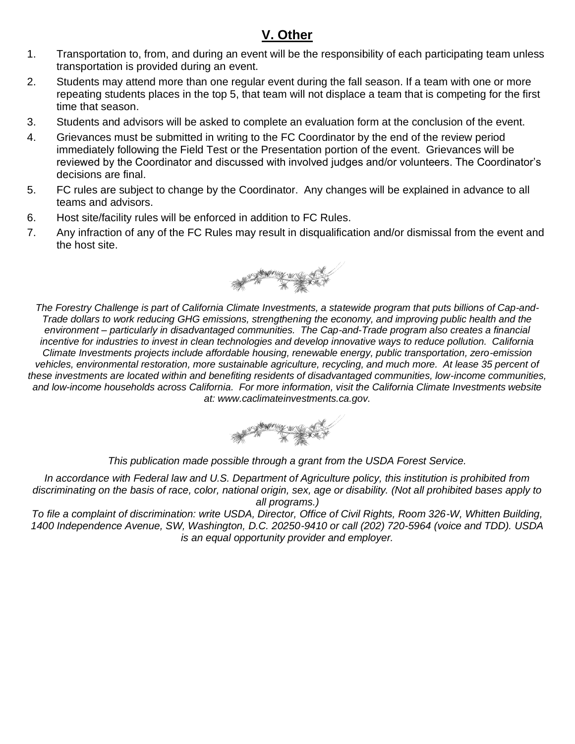## V. Other

1. Transportation to, from, and during an event will be the responsibility of each participating team unless transportation is provided during an event.
2. Students may attend more than one regular event during the fall season. If a team with one or more repeating students places in the top 5, that team will not displace a team that is competing for the first time that season.
3. Students and advisors will be asked to complete an evaluation form at the conclusion of the event.
4. Grievances must be submitted in writing to the FC Coordinator by the end of the review period immediately following the Field Test or the Presentation portion of the event. Grievances will be reviewed by the Coordinator and discussed with involved judges and/or volunteers. The Coordinator's decisions are final.
5. FC rules are subject to change by the Coordinator. Any changes will be explained in advance to all teams and advisors.
6. Host site/facility rules will be enforced in addition to FC Rules.
7. Any infraction of any of the FC Rules may result in disqualification and/or dismissal from the event and the host site.

*The Forestry Challenge is part of California Climate Investments, a statewide program that puts billions of Cap-and-Trade dollars to work reducing GHG emissions, strengthening the economy, and improving public health and the environment – particularly in disadvantaged communities. The Cap-and-Trade program also creates a financial incentive for industries to invest in clean technologies and develop innovative ways to reduce pollution. California Climate Investments projects include affordable housing, renewable energy, public transportation, zero-emission vehicles, environmental restoration, more sustainable agriculture, recycling, and much more. At lease 35 percent of these investments are located within and benefiting residents of disadvantaged communities, low-income communities, and low-income households across California. For more information, visit the California Climate Investments website at: www.caclimateinvestments.ca.gov.*

*This publication made possible through a grant from the USDA Forest Service.*

*In accordance with Federal law and U.S. Department of Agriculture policy, this institution is prohibited from discriminating on the basis of race, color, national origin, sex, age or disability. (Not all prohibited bases apply to all programs.)*

*To file a complaint of discrimination: write USDA, Director, Office of Civil Rights, Room 326-W, Whitten Building, 1400 Independence Avenue, SW, Washington, D.C. 20250-9410 or call (202) 720-5964 (voice and TDD). USDA is an equal opportunity provider and employer.*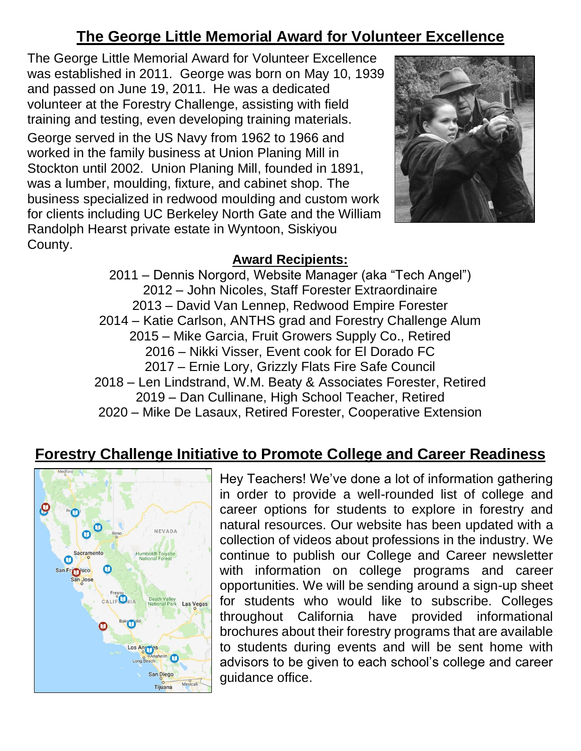## The George Little Memorial Award for Volunteer Excellence

The George Little Memorial Award for Volunteer Excellence was established in 2011. George was born on May 10, 1939 and passed on June 19, 2011. He was a dedicated volunteer at the Forestry Challenge, assisting with field training and testing, even developing training materials.

George served in the US Navy from 1962 to 1966 and worked in the family business at Union Planing Mill in Stockton until 2002. Union Planing Mill, founded in 1891, was a lumber, moulding, fixture, and cabinet shop. The business specialized in redwood moulding and custom work for clients including UC Berkeley North Gate and the William Randolph Hearst private estate in Wyntoon, Siskiyou County.

### Award Recipients:

2011 – Dennis Norgord, Website Manager (aka "Tech Angel")
2012 – John Nicoles, Staff Forester Extraordinaire
2013 – David Van Lennep, Redwood Empire Forester
2014 – Katie Carlson, ANTHS grad and Forestry Challenge Alum
2015 – Mike Garcia, Fruit Growers Supply Co., Retired
2016 – Nikki Visser, Event cook for El Dorado FC
2017 – Ernie Lory, Grizzly Flats Fire Safe Council
2018 – Len Lindstrand, W.M. Beaty & Associates Forester, Retired
2019 – Dan Cullinane, High School Teacher, Retired
2020 – Mike De Lasaux, Retired Forester, Cooperative Extension

## Forestry Challenge Initiative to Promote College and Career Readiness

Hey Teachers! We've done a lot of information gathering in order to provide a well-rounded list of college and career options for students to explore in forestry and natural resources. Our website has been updated with a collection of videos about professions in the industry. We continue to publish our College and Career newsletter with information on college programs and career opportunities. We will be sending around a sign-up sheet for students who would like to subscribe. Colleges throughout California have provided informational brochures about their forestry programs that are available to students during events and will be sent home with advisors to be given to each school's college and career guidance office.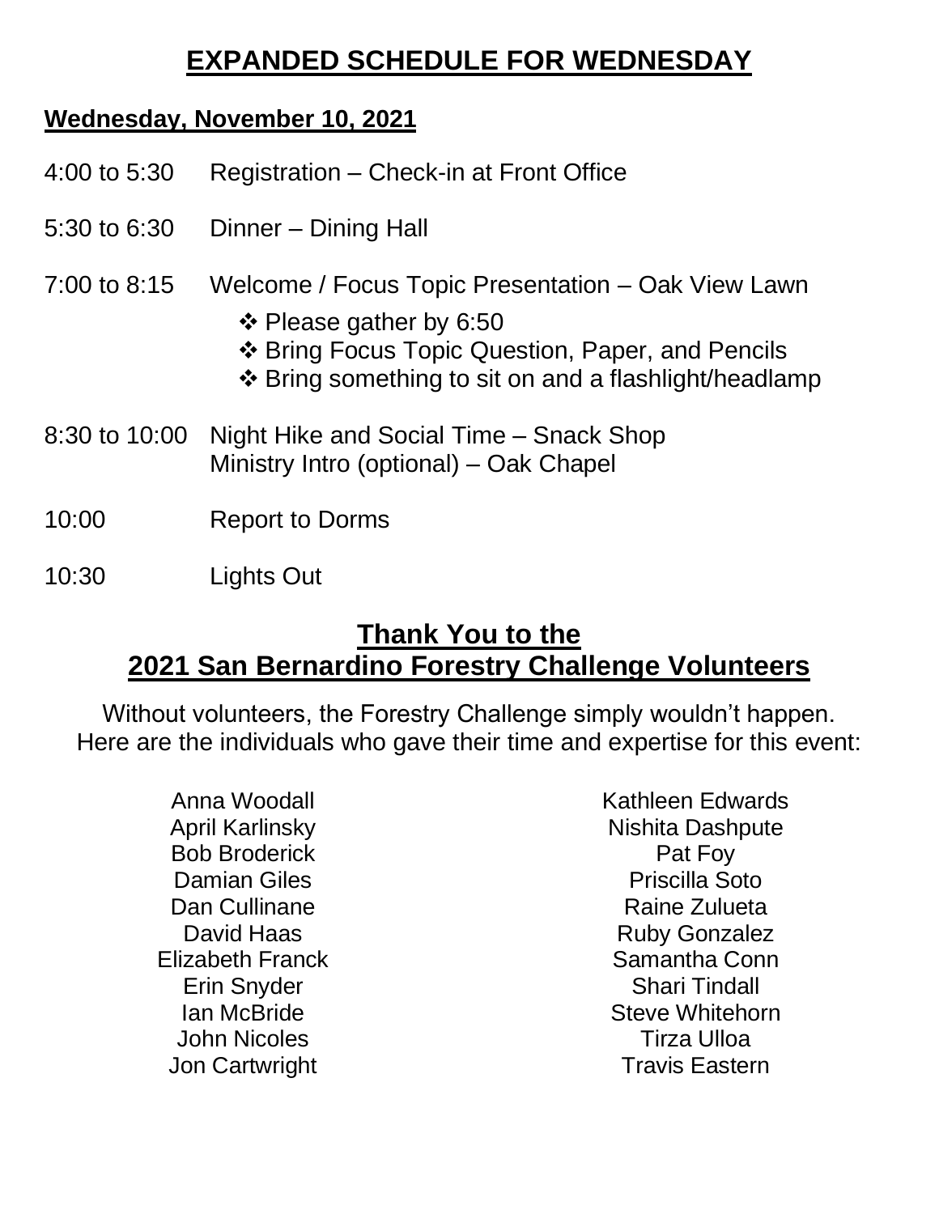# EXPANDED SCHEDULE FOR WEDNESDAY

## Wednesday, November 10, 2021

| | |
|---|---|
| 4:00 to 5:30 | Registration – Check-in at Front Office |
| 5:30 to 6:30 | Dinner – Dining Hall |
| 7:00 to 8:15 | Welcome / Focus Topic Presentation – Oak View Lawn |
| 8:30 to 10:00 | Night Hike and Social Time – Snack Shop<br>Ministry Intro (optional) – Oak Chapel |
| 10:00 | Report to Dorms |
| 10:30 | Lights Out |

Notes for the 7:00 to 8:15 Welcome / Focus Topic Presentation:

- ❖ Please gather by 6:50
- ❖ Bring Focus Topic Question, Paper, and Pencils
- ❖ Bring something to sit on and a flashlight/headlamp

## Thank You to the 2021 San Bernardino Forestry Challenge Volunteers

Without volunteers, the Forestry Challenge simply wouldn't happen.
Here are the individuals who gave their time and expertise for this event:

Anna Woodall
April Karlinsky
Bob Broderick
Damian Giles
Dan Cullinane
David Haas
Elizabeth Franck
Erin Snyder
Ian McBride
John Nicoles
Jon Cartwright
Kathleen Edwards
Nishita Dashpute
Pat Foy
Priscilla Soto
Raine Zulueta
Ruby Gonzalez
Samantha Conn
Shari Tindall
Steve Whitehorn
Tirza Ulloa
Travis Eastern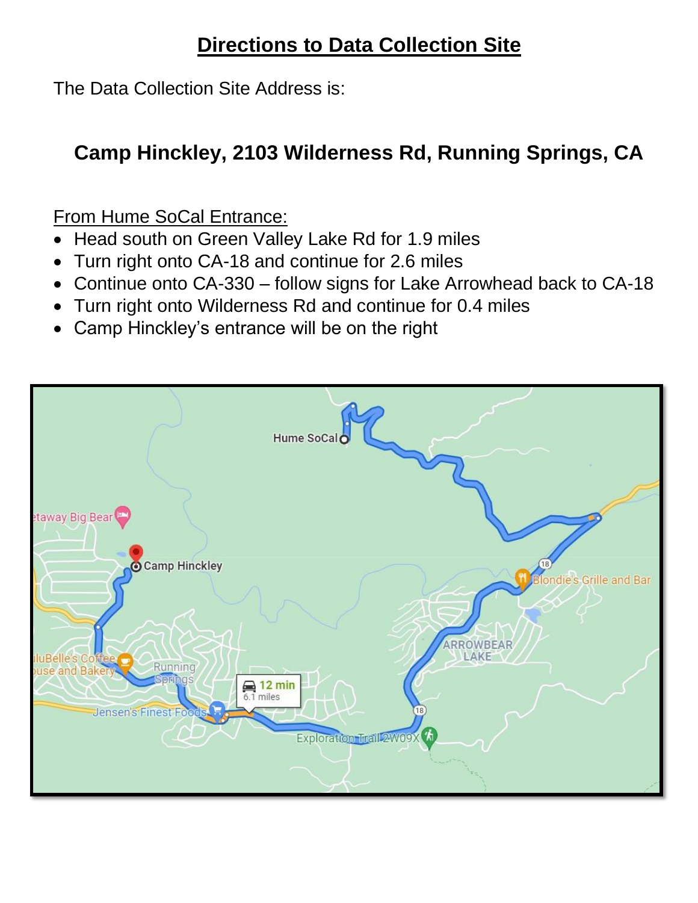# Directions to Data Collection Site

The Data Collection Site Address is:

**Camp Hinckley, 2103 Wilderness Rd, Running Springs, CA**

From Hume SoCal Entrance:

- Head south on Green Valley Lake Rd for 1.9 miles
- Turn right onto CA-18 and continue for 2.6 miles
- Continue onto CA-330 – follow signs for Lake Arrowhead back to CA-18
- Turn right onto Wilderness Rd and continue for 0.4 miles
- Camp Hinckley's entrance will be on the right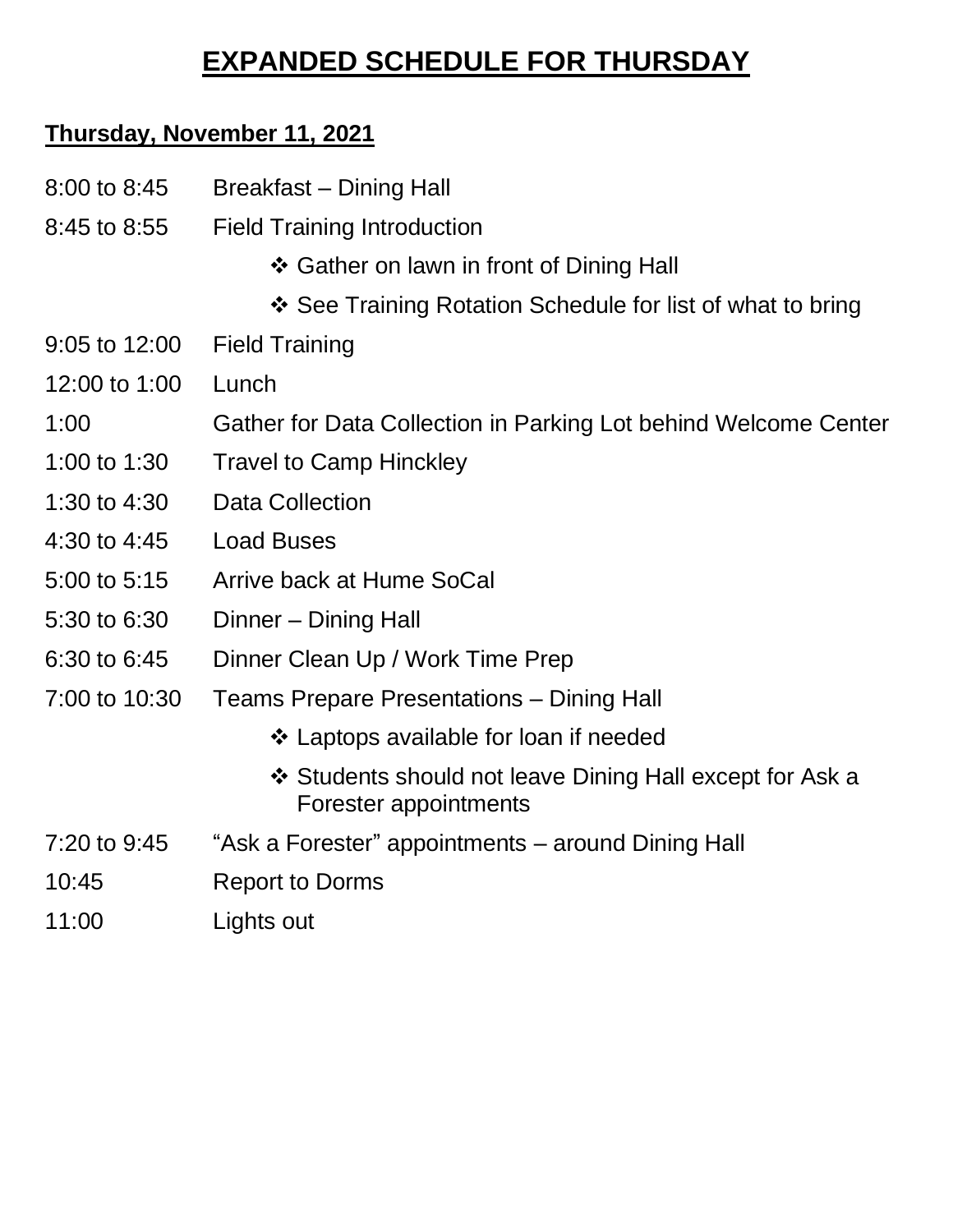# EXPANDED SCHEDULE FOR THURSDAY

**Thursday, November 11, 2021**

| | |
|---|---|
| 8:00 to 8:45 | Breakfast – Dining Hall |
| 8:45 to 8:55 | Field Training Introduction |
| | ❖ Gather on lawn in front of Dining Hall |
| | ❖ See Training Rotation Schedule for list of what to bring |
| 9:05 to 12:00 | Field Training |
| 12:00 to 1:00 | Lunch |
| 1:00 | Gather for Data Collection in Parking Lot behind Welcome Center |
| 1:00 to 1:30 | Travel to Camp Hinckley |
| 1:30 to 4:30 | Data Collection |
| 4:30 to 4:45 | Load Buses |
| 5:00 to 5:15 | Arrive back at Hume SoCal |
| 5:30 to 6:30 | Dinner – Dining Hall |
| 6:30 to 6:45 | Dinner Clean Up / Work Time Prep |
| 7:00 to 10:30 | Teams Prepare Presentations – Dining Hall |
| | ❖ Laptops available for loan if needed |
| | ❖ Students should not leave Dining Hall except for Ask a Forester appointments |
| 7:20 to 9:45 | "Ask a Forester" appointments – around Dining Hall |
| 10:45 | Report to Dorms |
| 11:00 | Lights out |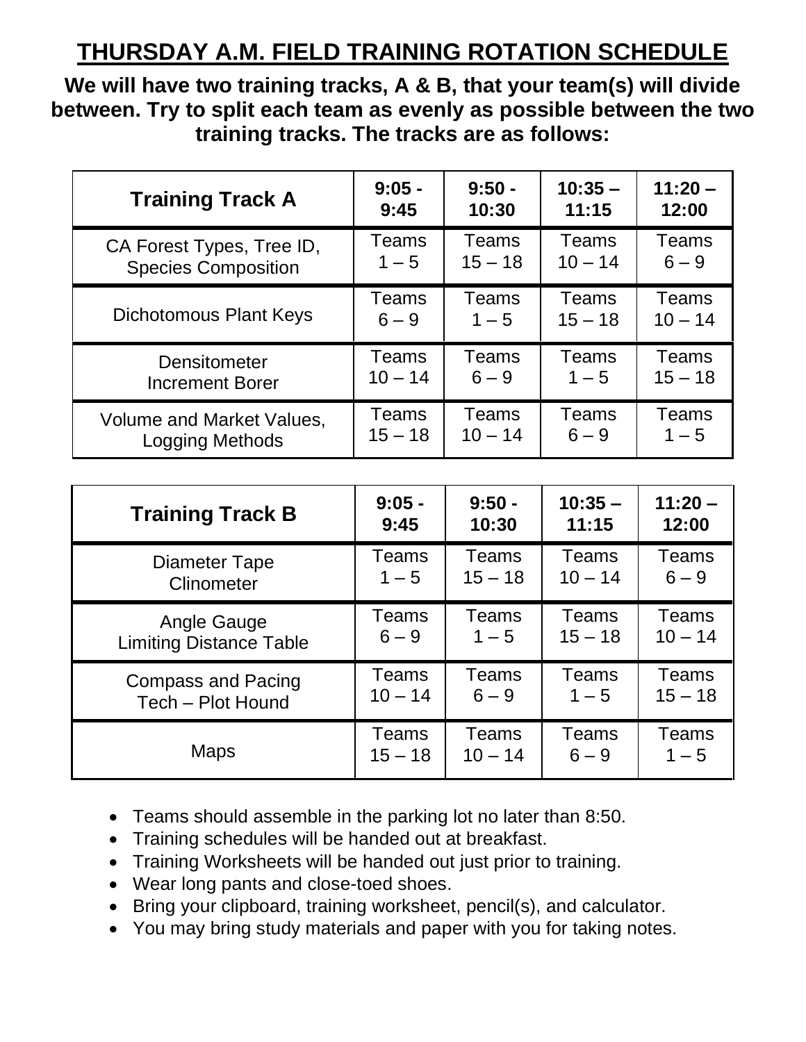# THURSDAY A.M. FIELD TRAINING ROTATION SCHEDULE

**We will have two training tracks, A & B, that your team(s) will divide between. Try to split each team as evenly as possible between the two training tracks. The tracks are as follows:**

| Training Track A | 9:05 - 9:45 | 9:50 - 10:30 | 10:35 – 11:15 | 11:20 – 12:00 |
|---|---|---|---|---|
| CA Forest Types, Tree ID, Species Composition | Teams 1 – 5 | Teams 15 – 18 | Teams 10 – 14 | Teams 6 – 9 |
| Dichotomous Plant Keys | Teams 6 – 9 | Teams 1 – 5 | Teams 15 – 18 | Teams 10 – 14 |
| Densitometer Increment Borer | Teams 10 – 14 | Teams 6 – 9 | Teams 1 – 5 | Teams 15 – 18 |
| Volume and Market Values, Logging Methods | Teams 15 – 18 | Teams 10 – 14 | Teams 6 – 9 | Teams 1 – 5 |

| Training Track B | 9:05 - 9:45 | 9:50 - 10:30 | 10:35 – 11:15 | 11:20 – 12:00 |
|---|---|---|---|---|
| Diameter Tape Clinometer | Teams 1 – 5 | Teams 15 – 18 | Teams 10 – 14 | Teams 6 – 9 |
| Angle Gauge Limiting Distance Table | Teams 6 – 9 | Teams 1 – 5 | Teams 15 – 18 | Teams 10 – 14 |
| Compass and Pacing Tech – Plot Hound | Teams 10 – 14 | Teams 6 – 9 | Teams 1 – 5 | Teams 15 – 18 |
| Maps | Teams 15 – 18 | Teams 10 – 14 | Teams 6 – 9 | Teams 1 – 5 |

- Teams should assemble in the parking lot no later than 8:50.
- Training schedules will be handed out at breakfast.
- Training Worksheets will be handed out just prior to training.
- Wear long pants and close-toed shoes.
- Bring your clipboard, training worksheet, pencil(s), and calculator.
- You may bring study materials and paper with you for taking notes.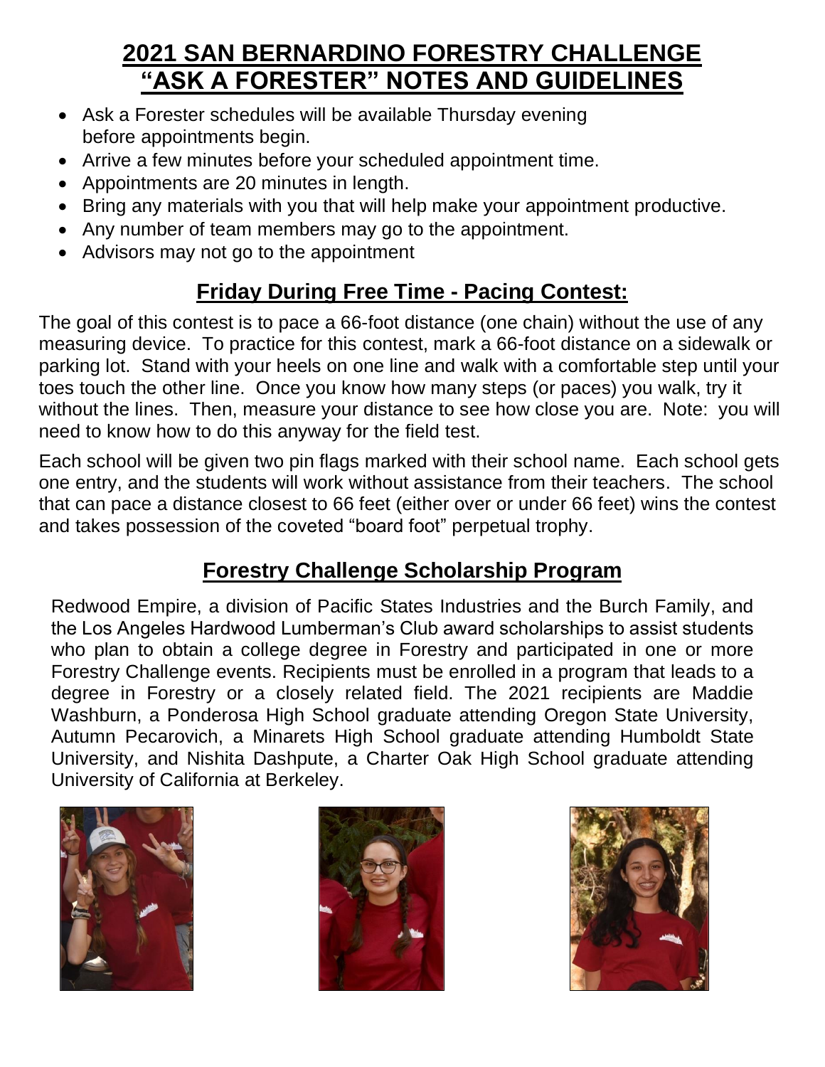# 2021 SAN BERNARDINO FORESTRY CHALLENGE "ASK A FORESTER" NOTES AND GUIDELINES

- Ask a Forester schedules will be available Thursday evening before appointments begin.
- Arrive a few minutes before your scheduled appointment time.
- Appointments are 20 minutes in length.
- Bring any materials with you that will help make your appointment productive.
- Any number of team members may go to the appointment.
- Advisors may not go to the appointment

## Friday During Free Time - Pacing Contest:

The goal of this contest is to pace a 66-foot distance (one chain) without the use of any measuring device. To practice for this contest, mark a 66-foot distance on a sidewalk or parking lot. Stand with your heels on one line and walk with a comfortable step until your toes touch the other line. Once you know how many steps (or paces) you walk, try it without the lines. Then, measure your distance to see how close you are. Note: you will need to know how to do this anyway for the field test.

Each school will be given two pin flags marked with their school name. Each school gets one entry, and the students will work without assistance from their teachers. The school that can pace a distance closest to 66 feet (either over or under 66 feet) wins the contest and takes possession of the coveted "board foot" perpetual trophy.

## Forestry Challenge Scholarship Program

Redwood Empire, a division of Pacific States Industries and the Burch Family, and the Los Angeles Hardwood Lumberman's Club award scholarships to assist students who plan to obtain a college degree in Forestry and participated in one or more Forestry Challenge events. Recipients must be enrolled in a program that leads to a degree in Forestry or a closely related field. The 2021 recipients are Maddie Washburn, a Ponderosa High School graduate attending Oregon State University, Autumn Pecarovich, a Minarets High School graduate attending Humboldt State University, and Nishita Dashpute, a Charter Oak High School graduate attending University of California at Berkeley.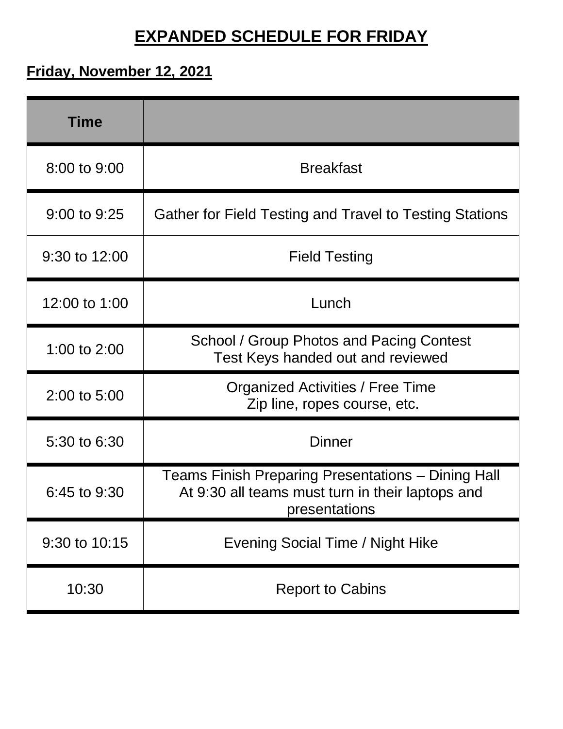# EXPANDED SCHEDULE FOR FRIDAY

**Friday, November 12, 2021**

| Time | |
|---|---|
| 8:00 to 9:00 | Breakfast |
| 9:00 to 9:25 | Gather for Field Testing and Travel to Testing Stations |
| 9:30 to 12:00 | Field Testing |
| 12:00 to 1:00 | Lunch |
| 1:00 to 2:00 | School / Group Photos and Pacing Contest<br>Test Keys handed out and reviewed |
| 2:00 to 5:00 | Organized Activities / Free Time<br>Zip line, ropes course, etc. |
| 5:30 to 6:30 | Dinner |
| 6:45 to 9:30 | Teams Finish Preparing Presentations – Dining Hall<br>At 9:30 all teams must turn in their laptops and presentations |
| 9:30 to 10:15 | Evening Social Time / Night Hike |
| 10:30 | Report to Cabins |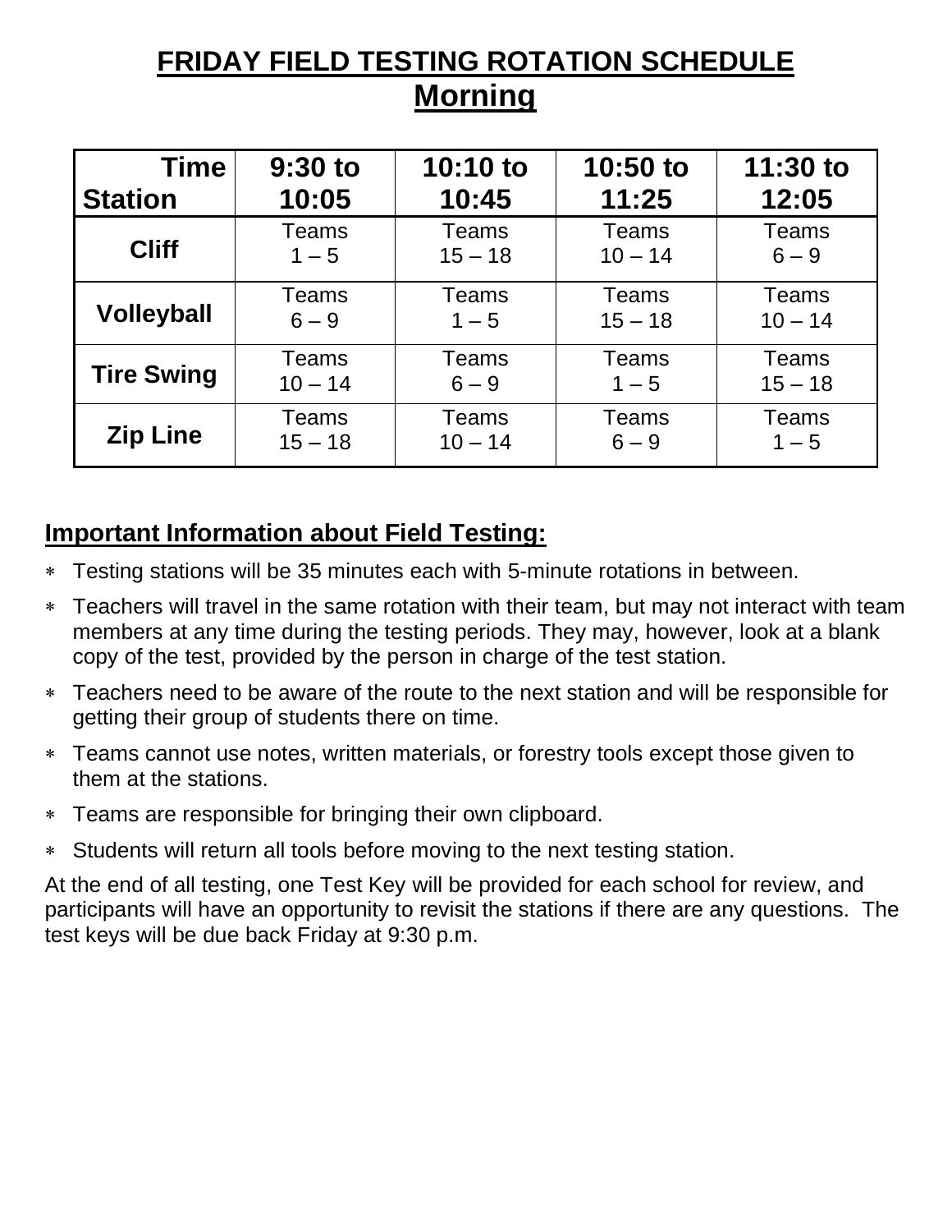# FRIDAY FIELD TESTING ROTATION SCHEDULE
## Morning

| Time / Station | 9:30 to 10:05 | 10:10 to 10:45 | 10:50 to 11:25 | 11:30 to 12:05 |
|---|---|---|---|---|
| **Cliff** | Teams 1 – 5 | Teams 15 – 18 | Teams 10 – 14 | Teams 6 – 9 |
| **Volleyball** | Teams 6 – 9 | Teams 1 – 5 | Teams 15 – 18 | Teams 10 – 14 |
| **Tire Swing** | Teams 10 – 14 | Teams 6 – 9 | Teams 1 – 5 | Teams 15 – 18 |
| **Zip Line** | Teams 15 – 18 | Teams 10 – 14 | Teams 6 – 9 | Teams 1 – 5 |

## Important Information about Field Testing:

* Testing stations will be 35 minutes each with 5-minute rotations in between.
* Teachers will travel in the same rotation with their team, but may not interact with team members at any time during the testing periods. They may, however, look at a blank copy of the test, provided by the person in charge of the test station.
* Teachers need to be aware of the route to the next station and will be responsible for getting their group of students there on time.
* Teams cannot use notes, written materials, or forestry tools except those given to them at the stations.
* Teams are responsible for bringing their own clipboard.
* Students will return all tools before moving to the next testing station.

At the end of all testing, one Test Key will be provided for each school for review, and participants will have an opportunity to revisit the stations if there are any questions. The test keys will be due back Friday at 9:30 p.m.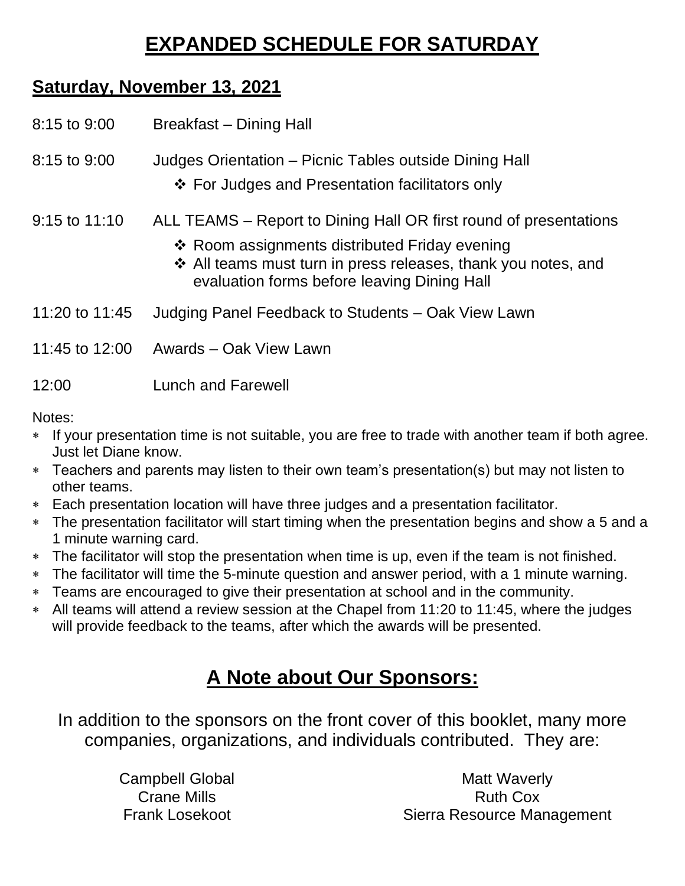# EXPANDED SCHEDULE FOR SATURDAY

## Saturday, November 13, 2021

8:15 to 9:00 Breakfast – Dining Hall

8:15 to 9:00 Judges Orientation – Picnic Tables outside Dining Hall

- ❖ For Judges and Presentation facilitators only

9:15 to 11:10 ALL TEAMS – Report to Dining Hall OR first round of presentations

- ❖ Room assignments distributed Friday evening
- ❖ All teams must turn in press releases, thank you notes, and evaluation forms before leaving Dining Hall

11:20 to 11:45 Judging Panel Feedback to Students – Oak View Lawn

11:45 to 12:00 Awards – Oak View Lawn

12:00 Lunch and Farewell

Notes:

- If your presentation time is not suitable, you are free to trade with another team if both agree. Just let Diane know.
- Teachers and parents may listen to their own team's presentation(s) but may not listen to other teams.
- Each presentation location will have three judges and a presentation facilitator.
- The presentation facilitator will start timing when the presentation begins and show a 5 and a 1 minute warning card.
- The facilitator will stop the presentation when time is up, even if the team is not finished.
- The facilitator will time the 5-minute question and answer period, with a 1 minute warning.
- Teams are encouraged to give their presentation at school and in the community.
- All teams will attend a review session at the Chapel from 11:20 to 11:45, where the judges will provide feedback to the teams, after which the awards will be presented.

# A Note about Our Sponsors:

In addition to the sponsors on the front cover of this booklet, many more companies, organizations, and individuals contributed. They are:

Campbell Global
Crane Mills
Frank Losekoot
Matt Waverly
Ruth Cox
Sierra Resource Management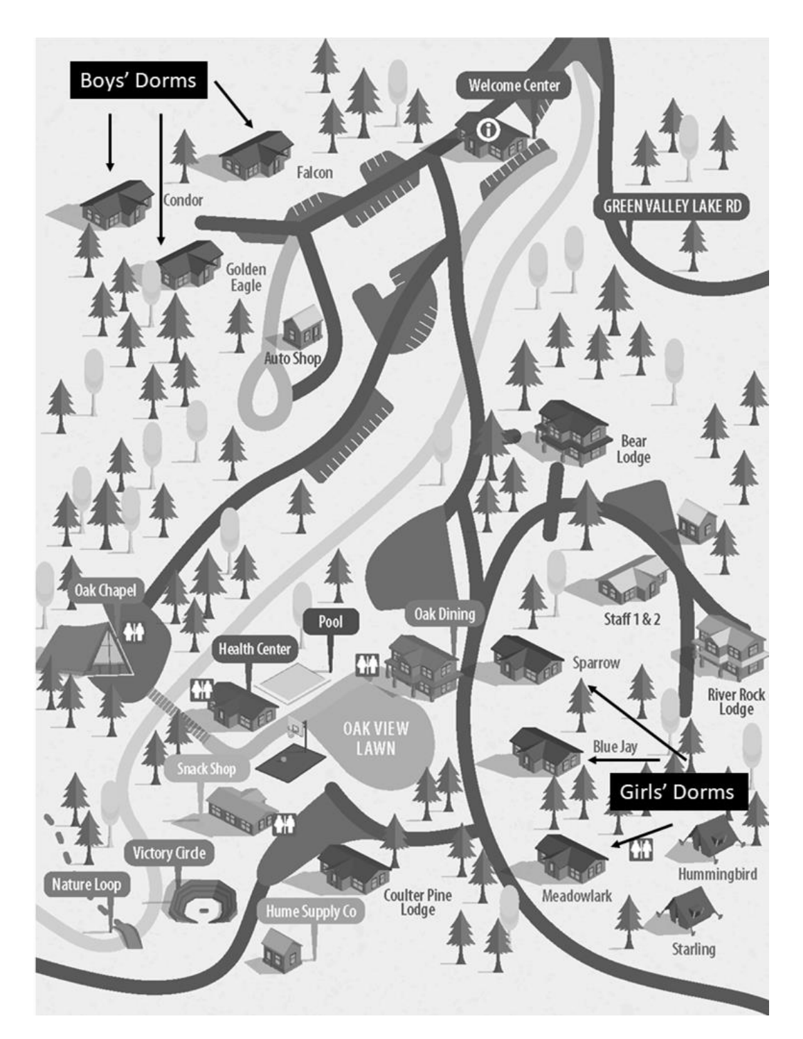Boys' Dorms

Falcon

Condor

Golden Eagle

Welcome Center

GREEN VALLEY LAKE RD

Auto Shop

Bear Lodge

Oak Chapel

Pool

Health Center

Oak Dining

Staff 1 & 2

Sparrow

River Rock Lodge

OAK VIEW LAWN

Blue Jay

Girls' Dorms

Snack Shop

Victory Circle

Nature Loop

Hume Supply Co

Coulter Pine Lodge

Meadowlark

Hummingbird

Starling